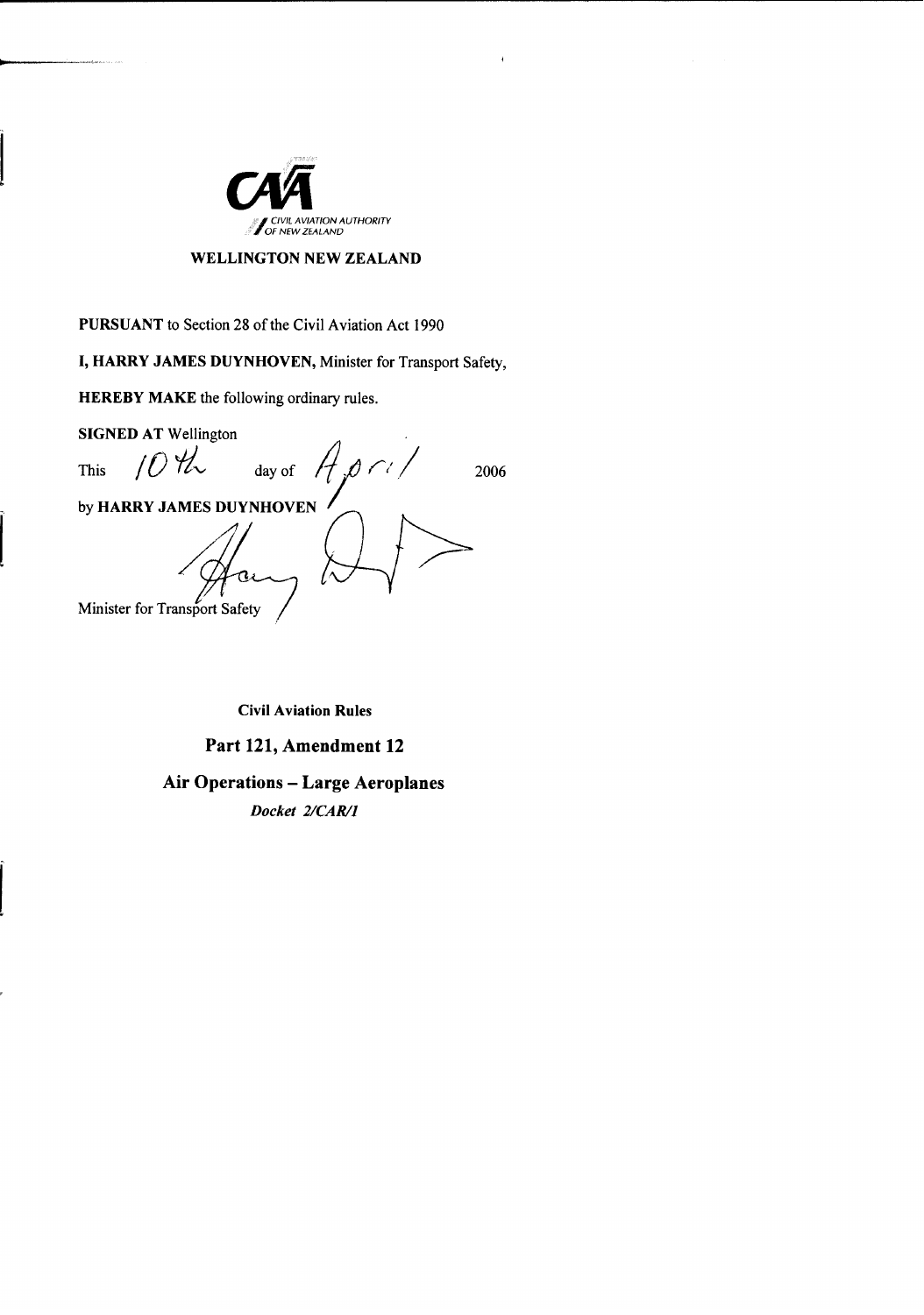CIVIL AVIATION AUTHORITY OF NEW ZEALAND

**WELLINGTON NEW ZEALAND**

**PURSUANT** to Section 28 of the Civil Aviation Act 1990

**I, HARRY JAMES DUYNHOVEN,** Minister for Transport Safety,

**HEREBY MAKE** the following ordinary rules.

**SIGNED AT** Wellington

This 10th day of April 2006

by **HARRY JAMES DUYNHOVEN**

Minister for Transport Safety

**Civil Aviation Rules**

# Part 121, Amendment 12

# Air Operations – Large Aeroplanes

***Docket 2/CAR/1***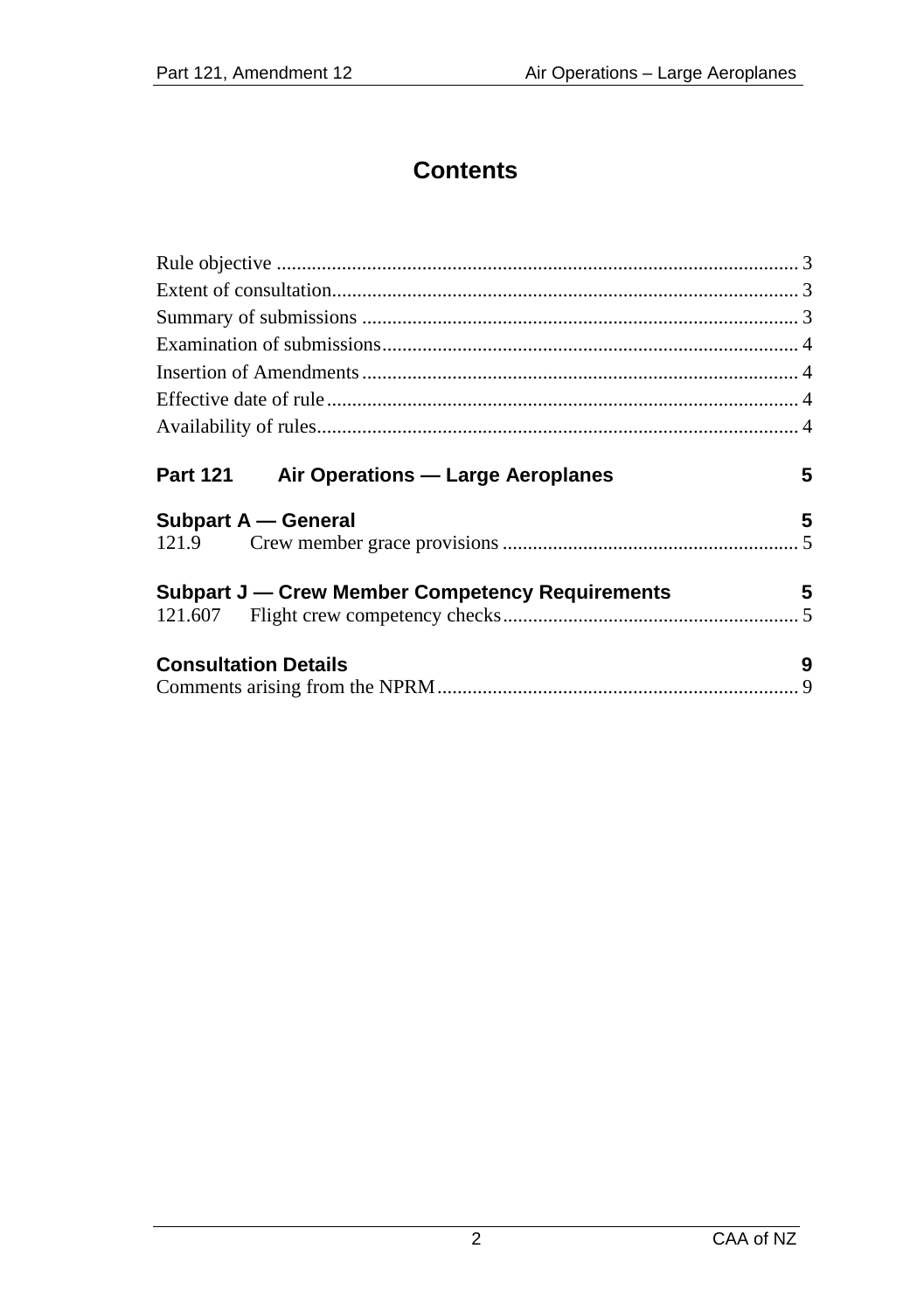# Contents

Rule objective ........................................................................................................ 3
Extent of consultation............................................................................................. 3
Summary of submissions ....................................................................................... 3
Examination of submissions................................................................................... 4
Insertion of Amendments....................................................................................... 4
Effective date of rule.............................................................................................. 4
Availability of rules................................................................................................ 4

**Part 121 Air Operations — Large Aeroplanes** **5**

**Subpart A — General** **5**
121.9 Crew member grace provisions ........................................................... 5

**Subpart J — Crew Member Competency Requirements** **5**
121.607 Flight crew competency checks........................................................... 5

**Consultation Details** **9**
Comments arising from the NPRM....................................................................... 9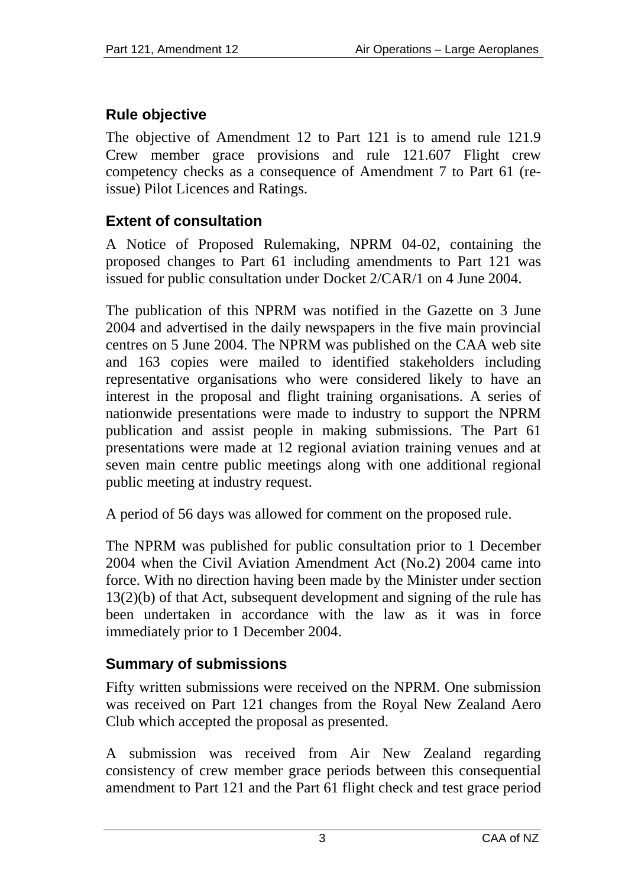## Rule objective

The objective of Amendment 12 to Part 121 is to amend rule 121.9 Crew member grace provisions and rule 121.607 Flight crew competency checks as a consequence of Amendment 7 to Part 61 (re-issue) Pilot Licences and Ratings.

## Extent of consultation

A Notice of Proposed Rulemaking, NPRM 04-02, containing the proposed changes to Part 61 including amendments to Part 121 was issued for public consultation under Docket 2/CAR/1 on 4 June 2004.

The publication of this NPRM was notified in the Gazette on 3 June 2004 and advertised in the daily newspapers in the five main provincial centres on 5 June 2004. The NPRM was published on the CAA web site and 163 copies were mailed to identified stakeholders including representative organisations who were considered likely to have an interest in the proposal and flight training organisations. A series of nationwide presentations were made to industry to support the NPRM publication and assist people in making submissions. The Part 61 presentations were made at 12 regional aviation training venues and at seven main centre public meetings along with one additional regional public meeting at industry request.

A period of 56 days was allowed for comment on the proposed rule.

The NPRM was published for public consultation prior to 1 December 2004 when the Civil Aviation Amendment Act (No.2) 2004 came into force. With no direction having been made by the Minister under section 13(2)(b) of that Act, subsequent development and signing of the rule has been undertaken in accordance with the law as it was in force immediately prior to 1 December 2004.

## Summary of submissions

Fifty written submissions were received on the NPRM. One submission was received on Part 121 changes from the Royal New Zealand Aero Club which accepted the proposal as presented.

A submission was received from Air New Zealand regarding consistency of crew member grace periods between this consequential amendment to Part 121 and the Part 61 flight check and test grace period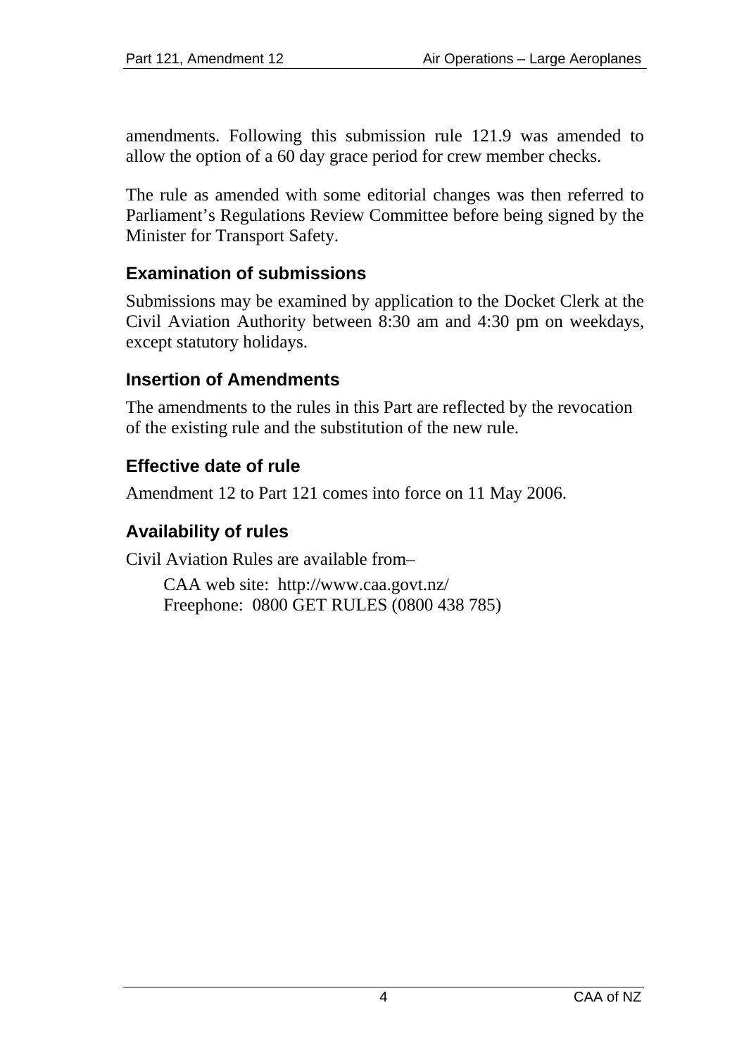amendments. Following this submission rule 121.9 was amended to allow the option of a 60 day grace period for crew member checks.

The rule as amended with some editorial changes was then referred to Parliament's Regulations Review Committee before being signed by the Minister for Transport Safety.

## Examination of submissions

Submissions may be examined by application to the Docket Clerk at the Civil Aviation Authority between 8:30 am and 4:30 pm on weekdays, except statutory holidays.

## Insertion of Amendments

The amendments to the rules in this Part are reflected by the revocation of the existing rule and the substitution of the new rule.

## Effective date of rule

Amendment 12 to Part 121 comes into force on 11 May 2006.

## Availability of rules

Civil Aviation Rules are available from–

CAA web site: http://www.caa.govt.nz/
Freephone: 0800 GET RULES (0800 438 785)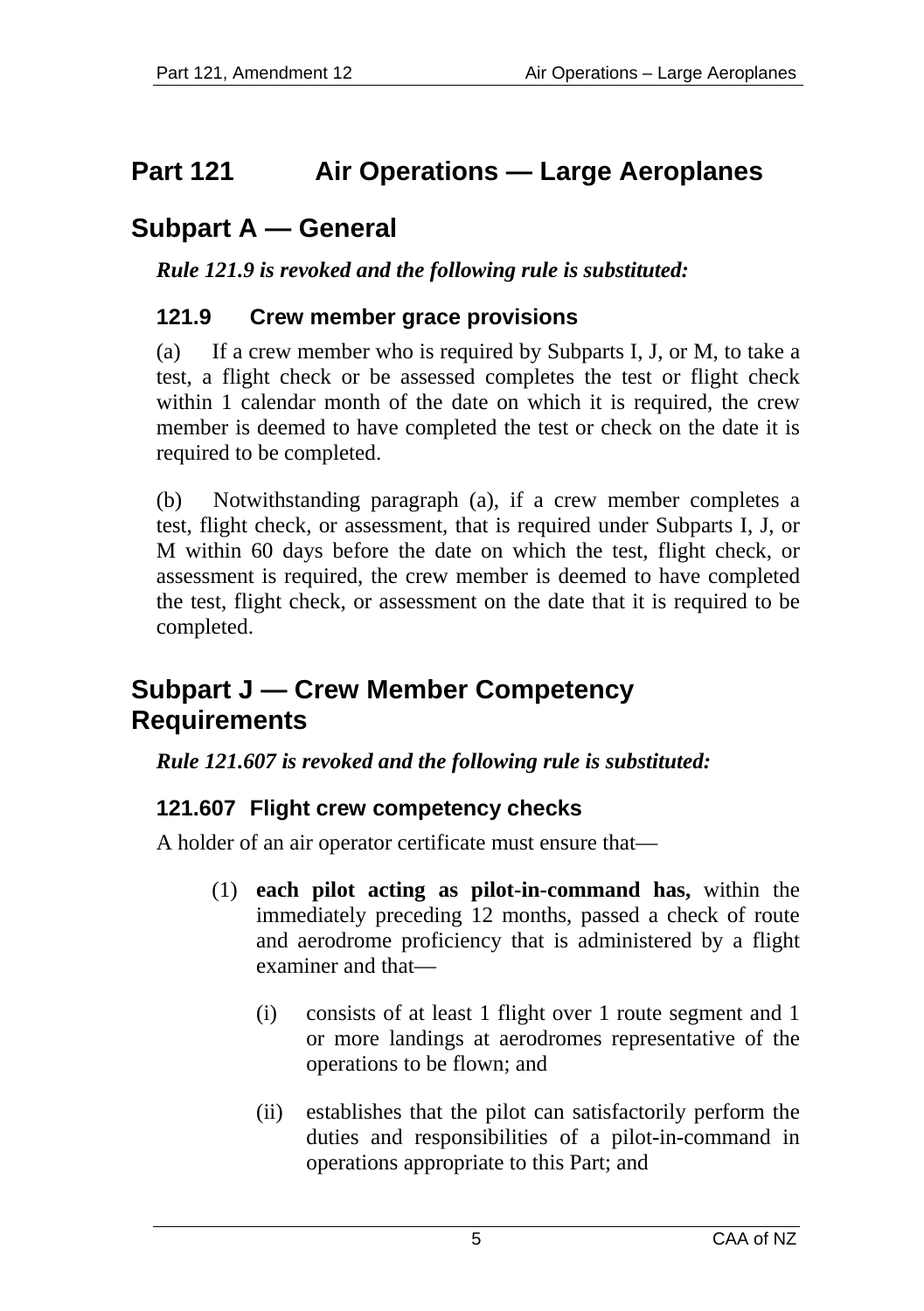# Part 121 Air Operations — Large Aeroplanes

## Subpart A — General

***Rule 121.9 is revoked and the following rule is substituted:***

### 121.9 Crew member grace provisions

(a) If a crew member who is required by Subparts I, J, or M, to take a test, a flight check or be assessed completes the test or flight check within 1 calendar month of the date on which it is required, the crew member is deemed to have completed the test or check on the date it is required to be completed.

(b) Notwithstanding paragraph (a), if a crew member completes a test, flight check, or assessment, that is required under Subparts I, J, or M within 60 days before the date on which the test, flight check, or assessment is required, the crew member is deemed to have completed the test, flight check, or assessment on the date that it is required to be completed.

## Subpart J — Crew Member Competency Requirements

***Rule 121.607 is revoked and the following rule is substituted:***

### 121.607 Flight crew competency checks

A holder of an air operator certificate must ensure that—

(1) **each pilot acting as pilot-in-command has,** within the immediately preceding 12 months, passed a check of route and aerodrome proficiency that is administered by a flight examiner and that—

(i) consists of at least 1 flight over 1 route segment and 1 or more landings at aerodromes representative of the operations to be flown; and

(ii) establishes that the pilot can satisfactorily perform the duties and responsibilities of a pilot-in-command in operations appropriate to this Part; and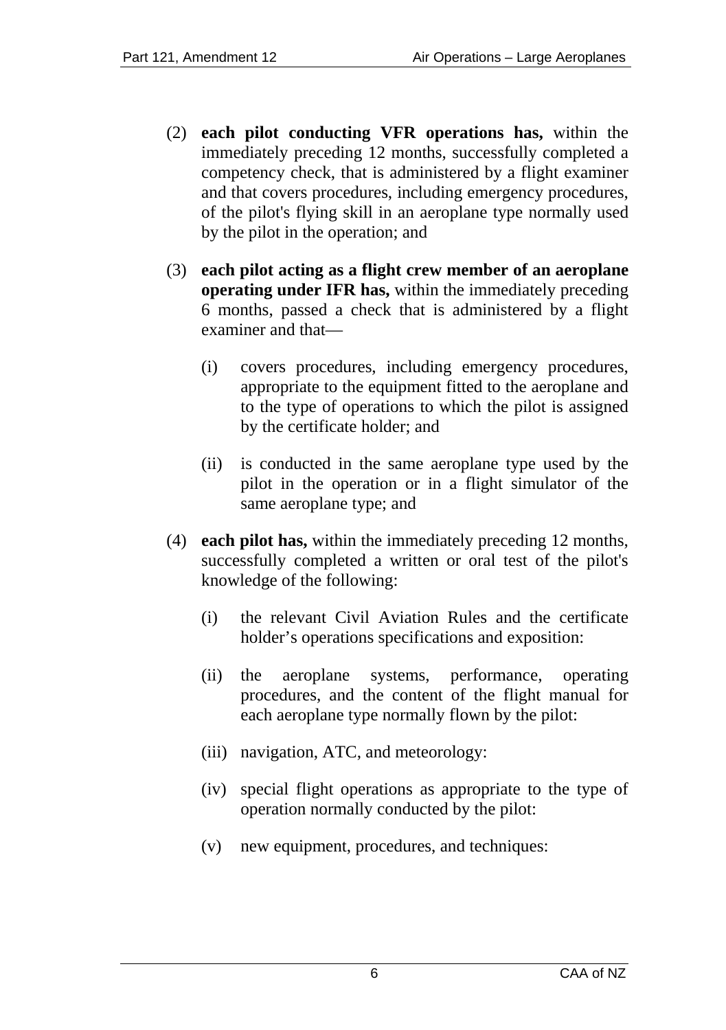(2) **each pilot conducting VFR operations has,** within the immediately preceding 12 months, successfully completed a competency check, that is administered by a flight examiner and that covers procedures, including emergency procedures, of the pilot's flying skill in an aeroplane type normally used by the pilot in the operation; and

(3) **each pilot acting as a flight crew member of an aeroplane operating under IFR has,** within the immediately preceding 6 months, passed a check that is administered by a flight examiner and that—

   (i) covers procedures, including emergency procedures, appropriate to the equipment fitted to the aeroplane and to the type of operations to which the pilot is assigned by the certificate holder; and

   (ii) is conducted in the same aeroplane type used by the pilot in the operation or in a flight simulator of the same aeroplane type; and

(4) **each pilot has,** within the immediately preceding 12 months, successfully completed a written or oral test of the pilot's knowledge of the following:

   (i) the relevant Civil Aviation Rules and the certificate holder's operations specifications and exposition:

   (ii) the aeroplane systems, performance, operating procedures, and the content of the flight manual for each aeroplane type normally flown by the pilot:

   (iii) navigation, ATC, and meteorology:

   (iv) special flight operations as appropriate to the type of operation normally conducted by the pilot:

   (v) new equipment, procedures, and techniques: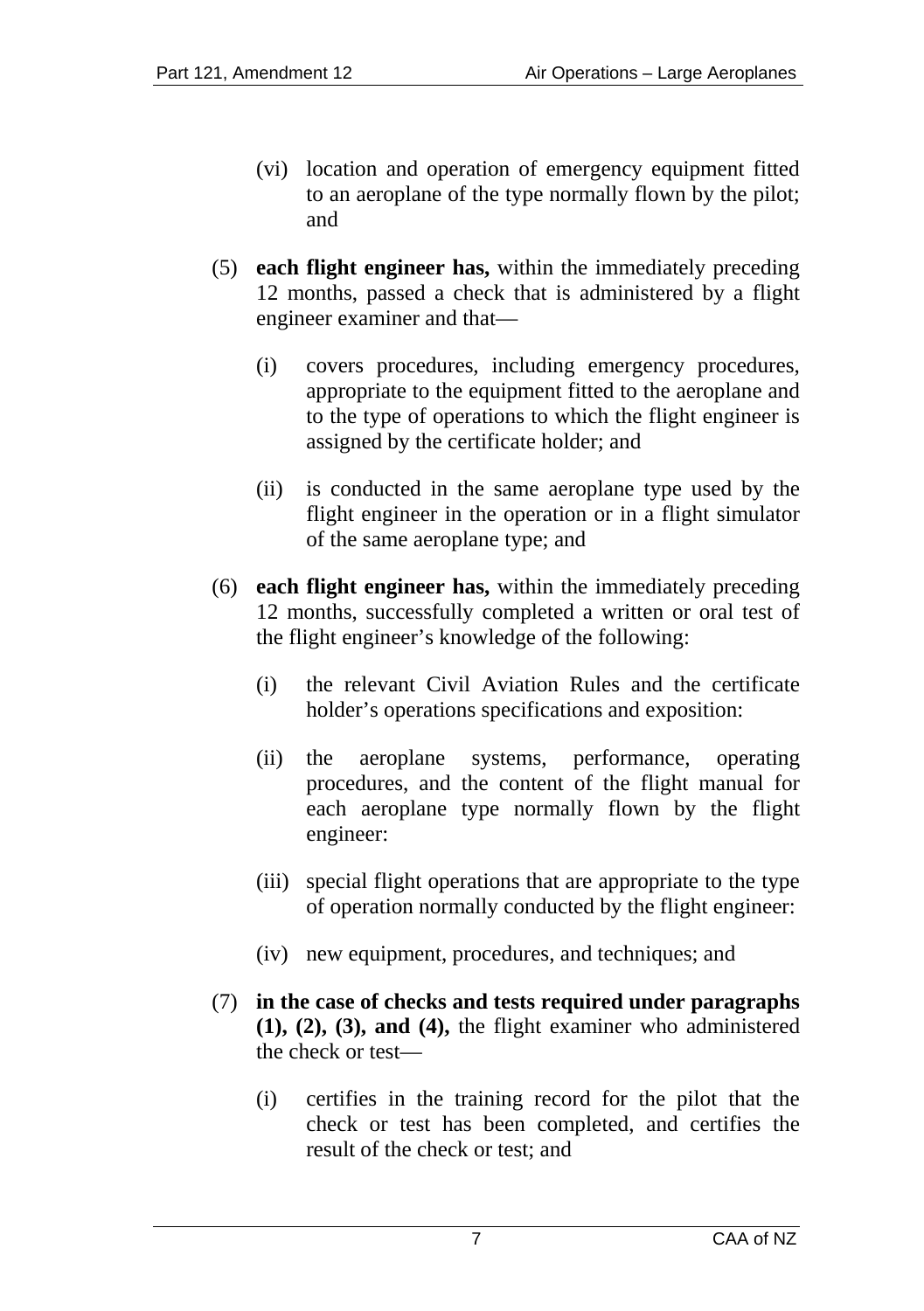(vi) location and operation of emergency equipment fitted to an aeroplane of the type normally flown by the pilot; and

(5) **each flight engineer has,** within the immediately preceding 12 months, passed a check that is administered by a flight engineer examiner and that—

  (i) covers procedures, including emergency procedures, appropriate to the equipment fitted to the aeroplane and to the type of operations to which the flight engineer is assigned by the certificate holder; and

  (ii) is conducted in the same aeroplane type used by the flight engineer in the operation or in a flight simulator of the same aeroplane type; and

(6) **each flight engineer has,** within the immediately preceding 12 months, successfully completed a written or oral test of the flight engineer's knowledge of the following:

  (i) the relevant Civil Aviation Rules and the certificate holder's operations specifications and exposition:

  (ii) the aeroplane systems, performance, operating procedures, and the content of the flight manual for each aeroplane type normally flown by the flight engineer:

  (iii) special flight operations that are appropriate to the type of operation normally conducted by the flight engineer:

  (iv) new equipment, procedures, and techniques; and

(7) **in the case of checks and tests required under paragraphs (1), (2), (3), and (4),** the flight examiner who administered the check or test—

  (i) certifies in the training record for the pilot that the check or test has been completed, and certifies the result of the check or test; and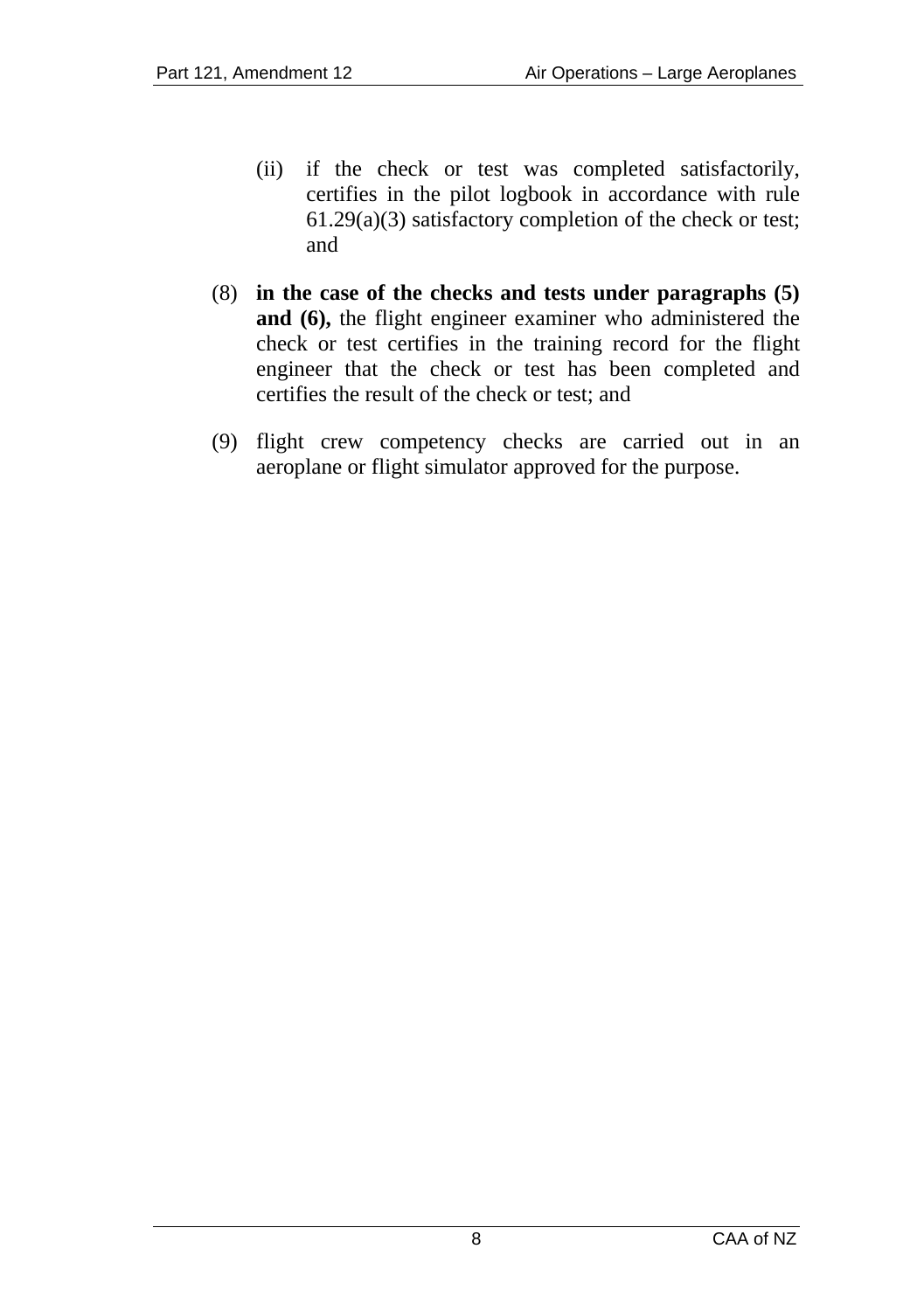(ii) if the check or test was completed satisfactorily, certifies in the pilot logbook in accordance with rule 61.29(a)(3) satisfactory completion of the check or test; and

(8) **in the case of the checks and tests under paragraphs (5) and (6),** the flight engineer examiner who administered the check or test certifies in the training record for the flight engineer that the check or test has been completed and certifies the result of the check or test; and

(9) flight crew competency checks are carried out in an aeroplane or flight simulator approved for the purpose.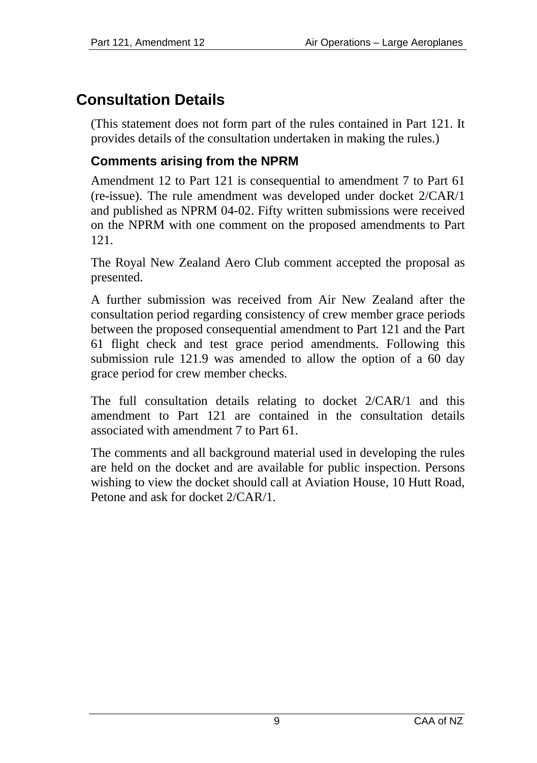# Consultation Details

(This statement does not form part of the rules contained in Part 121. It provides details of the consultation undertaken in making the rules.)

## Comments arising from the NPRM

Amendment 12 to Part 121 is consequential to amendment 7 to Part 61 (re-issue). The rule amendment was developed under docket 2/CAR/1 and published as NPRM 04-02. Fifty written submissions were received on the NPRM with one comment on the proposed amendments to Part 121.

The Royal New Zealand Aero Club comment accepted the proposal as presented.

A further submission was received from Air New Zealand after the consultation period regarding consistency of crew member grace periods between the proposed consequential amendment to Part 121 and the Part 61 flight check and test grace period amendments. Following this submission rule 121.9 was amended to allow the option of a 60 day grace period for crew member checks.

The full consultation details relating to docket 2/CAR/1 and this amendment to Part 121 are contained in the consultation details associated with amendment 7 to Part 61.

The comments and all background material used in developing the rules are held on the docket and are available for public inspection. Persons wishing to view the docket should call at Aviation House, 10 Hutt Road, Petone and ask for docket 2/CAR/1.